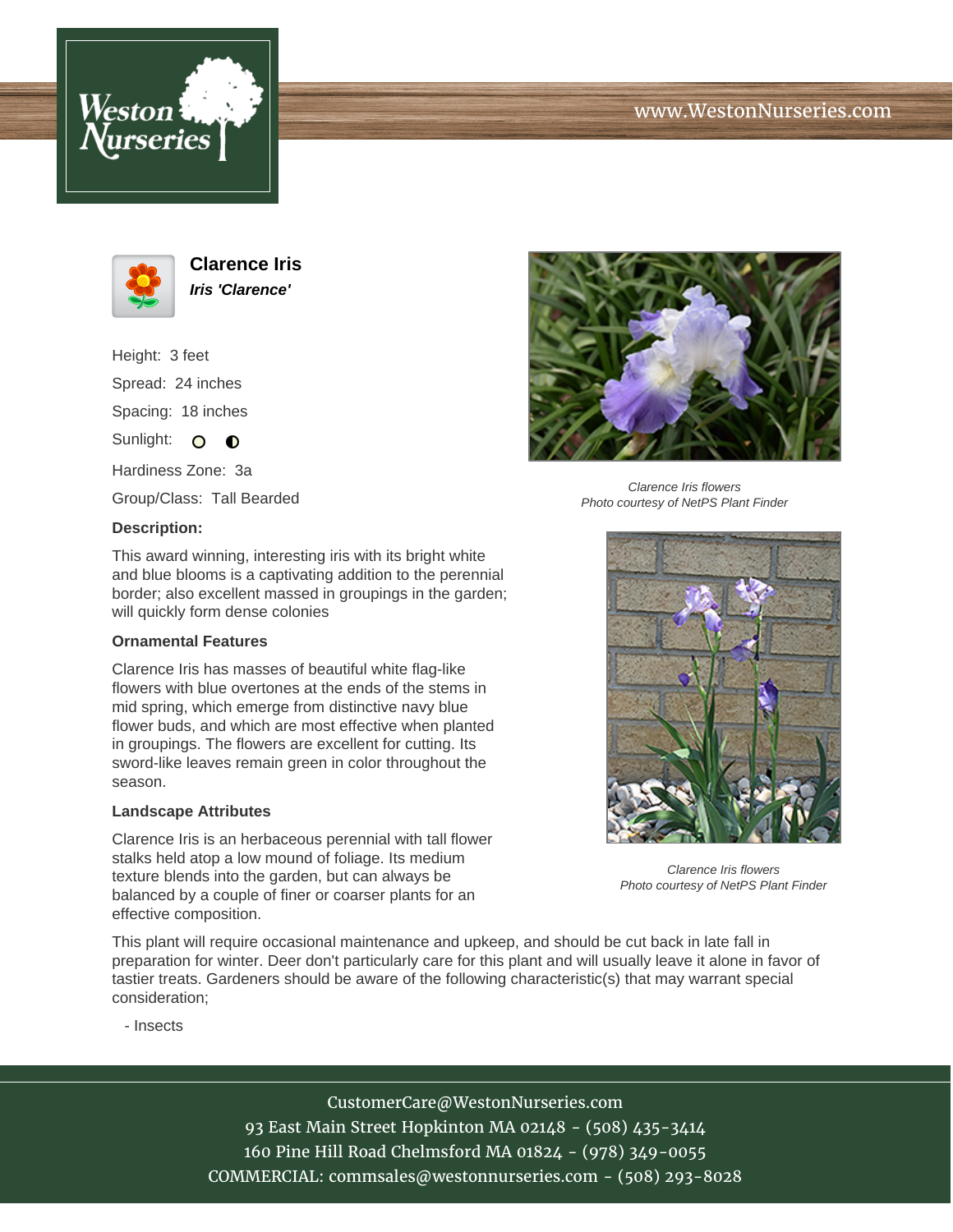# Clarence Iris

***Iris 'Clarence'***

Height: 3 feet

Spread: 24 inches

Spacing: 18 inches

Sunlight: ○ ◐

Hardiness Zone: 3a

Group/Class: Tall Bearded

**Description:**

This award winning, interesting iris with its bright white and blue blooms is a captivating addition to the perennial border; also excellent massed in groupings in the garden; will quickly form dense colonies

### Ornamental Features

Clarence Iris has masses of beautiful white flag-like flowers with blue overtones at the ends of the stems in mid spring, which emerge from distinctive navy blue flower buds, and which are most effective when planted in groupings. The flowers are excellent for cutting. Its sword-like leaves remain green in color throughout the season.

### Landscape Attributes

Clarence Iris is an herbaceous perennial with tall flower stalks held atop a low mound of foliage. Its medium texture blends into the garden, but can always be balanced by a couple of finer or coarser plants for an effective composition.

This plant will require occasional maintenance and upkeep, and should be cut back in late fall in preparation for winter. Deer don't particularly care for this plant and will usually leave it alone in favor of tastier treats. Gardeners should be aware of the following characteristic(s) that may warrant special consideration;

- Insects

*Clarence Iris flowers*
*Photo courtesy of NetPS Plant Finder*

*Clarence Iris flowers*
*Photo courtesy of NetPS Plant Finder*

CustomerCare@WestonNurseries.com
93 East Main Street Hopkinton MA 02148 - (508) 435-3414
160 Pine Hill Road Chelmsford MA 01824 - (978) 349-0055
COMMERCIAL: commsales@westonnurseries.com - (508) 293-8028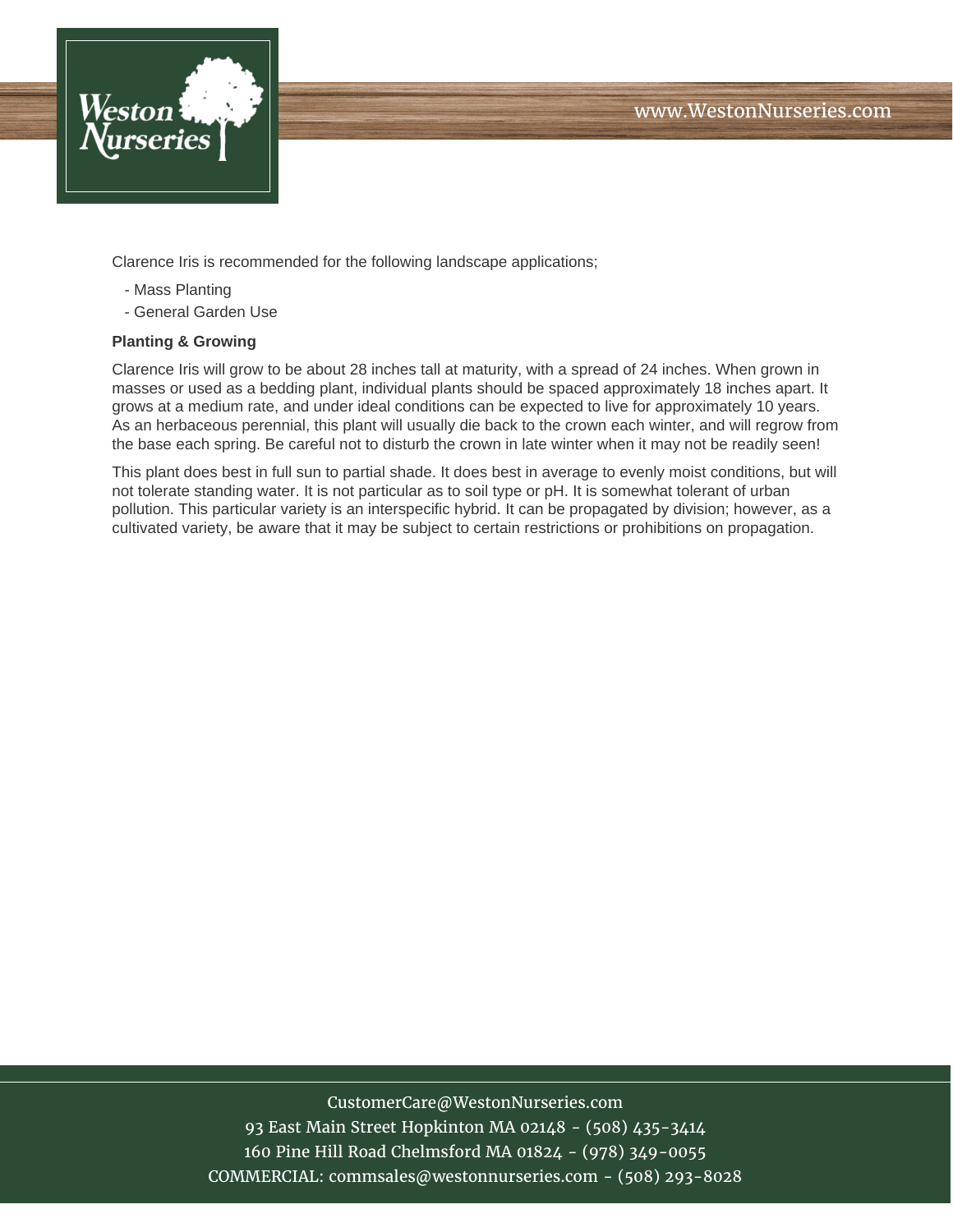Clarence Iris is recommended for the following landscape applications;

- Mass Planting
- General Garden Use

**Planting & Growing**

Clarence Iris will grow to be about 28 inches tall at maturity, with a spread of 24 inches. When grown in masses or used as a bedding plant, individual plants should be spaced approximately 18 inches apart. It grows at a medium rate, and under ideal conditions can be expected to live for approximately 10 years. As an herbaceous perennial, this plant will usually die back to the crown each winter, and will regrow from the base each spring. Be careful not to disturb the crown in late winter when it may not be readily seen!

This plant does best in full sun to partial shade. It does best in average to evenly moist conditions, but will not tolerate standing water. It is not particular as to soil type or pH. It is somewhat tolerant of urban pollution. This particular variety is an interspecific hybrid. It can be propagated by division; however, as a cultivated variety, be aware that it may be subject to certain restrictions or prohibitions on propagation.